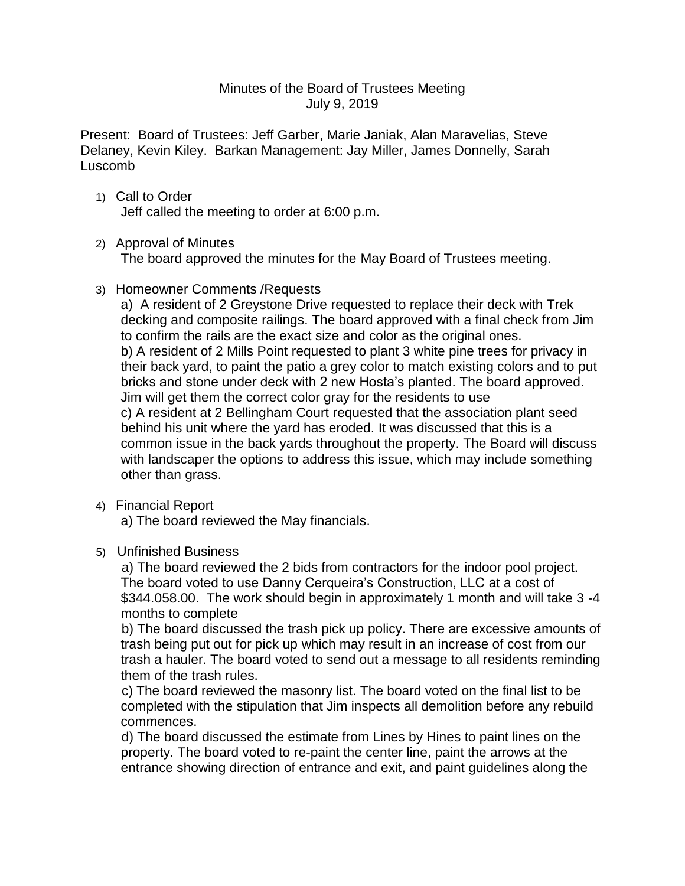Minutes of the Board of Trustees Meeting
July 9, 2019

Present: Board of Trustees: Jeff Garber, Marie Janiak, Alan Maravelias, Steve Delaney, Kevin Kiley. Barkan Management: Jay Miller, James Donnelly, Sarah Luscomb

1) Call to Order
   Jeff called the meeting to order at 6:00 p.m.

2) Approval of Minutes
   The board approved the minutes for the May Board of Trustees meeting.

3) Homeowner Comments /Requests
   a) A resident of 2 Greystone Drive requested to replace their deck with Trek decking and composite railings. The board approved with a final check from Jim to confirm the rails are the exact size and color as the original ones.
   b) A resident of 2 Mills Point requested to plant 3 white pine trees for privacy in their back yard, to paint the patio a grey color to match existing colors and to put bricks and stone under deck with 2 new Hosta's planted. The board approved. Jim will get them the correct color gray for the residents to use
   c) A resident at 2 Bellingham Court requested that the association plant seed behind his unit where the yard has eroded. It was discussed that this is a common issue in the back yards throughout the property. The Board will discuss with landscaper the options to address this issue, which may include something other than grass.

4) Financial Report
   a) The board reviewed the May financials.

5) Unfinished Business
   a) The board reviewed the 2 bids from contractors for the indoor pool project. The board voted to use Danny Cerqueira's Construction, LLC at a cost of $344.058.00. The work should begin in approximately 1 month and will take 3 -4 months to complete
   b) The board discussed the trash pick up policy. There are excessive amounts of trash being put out for pick up which may result in an increase of cost from our trash a hauler. The board voted to send out a message to all residents reminding them of the trash rules.
   c) The board reviewed the masonry list. The board voted on the final list to be completed with the stipulation that Jim inspects all demolition before any rebuild commences.
   d) The board discussed the estimate from Lines by Hines to paint lines on the property. The board voted to re-paint the center line, paint the arrows at the entrance showing direction of entrance and exit, and paint guidelines along the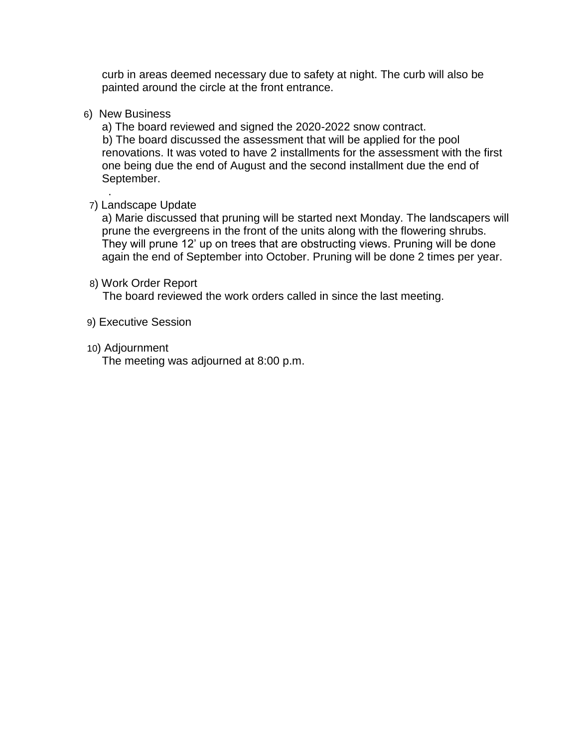curb in areas deemed necessary due to safety at night. The curb will also be painted around the circle at the front entrance.

6) New Business

a) The board reviewed and signed the 2020-2022 snow contract.

b) The board discussed the assessment that will be applied for the pool renovations. It was voted to have 2 installments for the assessment with the first one being due the end of August and the second installment due the end of September.

.

7) Landscape Update

a) Marie discussed that pruning will be started next Monday. The landscapers will prune the evergreens in the front of the units along with the flowering shrubs. They will prune 12' up on trees that are obstructing views. Pruning will be done again the end of September into October. Pruning will be done 2 times per year.

8) Work Order Report

The board reviewed the work orders called in since the last meeting.

9) Executive Session

10) Adjournment

The meeting was adjourned at 8:00 p.m.